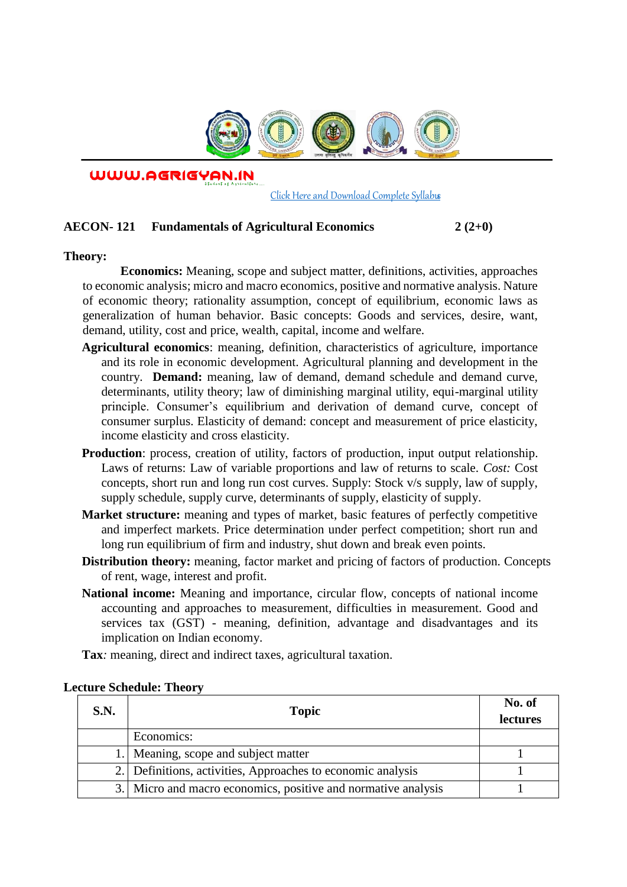WWW.AGRIGYAN.IN

Click Here and Download Complete Syllabus

**AECON- 121 Fundamentals of Agricultural Economics 2 (2+0)**

**Theory:**

**Economics:** Meaning, scope and subject matter, definitions, activities, approaches to economic analysis; micro and macro economics, positive and normative analysis. Nature of economic theory; rationality assumption, concept of equilibrium, economic laws as generalization of human behavior. Basic concepts: Goods and services, desire, want, demand, utility, cost and price, wealth, capital, income and welfare.

**Agricultural economics**: meaning, definition, characteristics of agriculture, importance and its role in economic development. Agricultural planning and development in the country. **Demand:** meaning, law of demand, demand schedule and demand curve, determinants, utility theory; law of diminishing marginal utility, equi-marginal utility principle. Consumer's equilibrium and derivation of demand curve, concept of consumer surplus. Elasticity of demand: concept and measurement of price elasticity, income elasticity and cross elasticity.

**Production**: process, creation of utility, factors of production, input output relationship. Laws of returns: Law of variable proportions and law of returns to scale. *Cost:* Cost concepts, short run and long run cost curves. Supply: Stock v/s supply, law of supply, supply schedule, supply curve, determinants of supply, elasticity of supply.

**Market structure:** meaning and types of market, basic features of perfectly competitive and imperfect markets. Price determination under perfect competition; short run and long run equilibrium of firm and industry, shut down and break even points.

**Distribution theory:** meaning, factor market and pricing of factors of production. Concepts of rent, wage, interest and profit.

**National income:** Meaning and importance, circular flow, concepts of national income accounting and approaches to measurement, difficulties in measurement. Good and services tax (GST) - meaning, definition, advantage and disadvantages and its implication on Indian economy.

**Tax***:* meaning, direct and indirect taxes, agricultural taxation.

**Lecture Schedule: Theory**

| S.N. | Topic | No. of lectures |
|---|---|---|
| | Economics: | |
| 1. | Meaning, scope and subject matter | 1 |
| 2. | Definitions, activities, Approaches to economic analysis | 1 |
| 3. | Micro and macro economics, positive and normative analysis | 1 |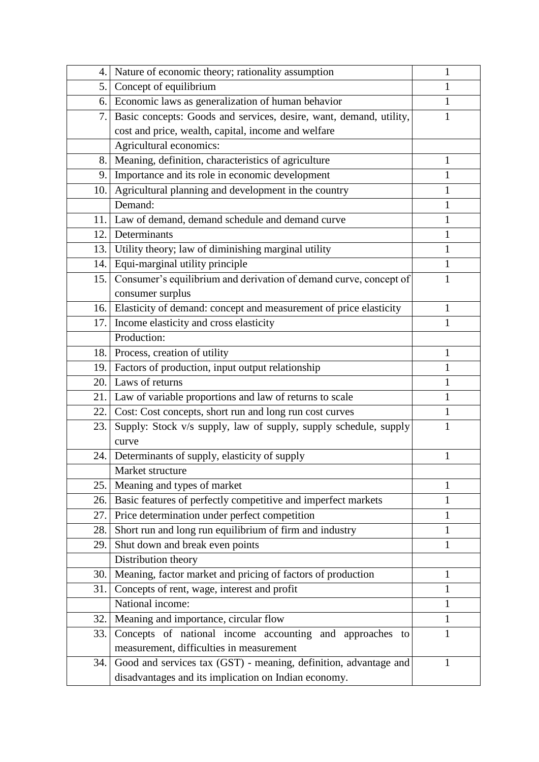| | | |
|---|---|---|
| 4. | Nature of economic theory; rationality assumption | 1 |
| 5. | Concept of equilibrium | 1 |
| 6. | Economic laws as generalization of human behavior | 1 |
| 7. | Basic concepts: Goods and services, desire, want, demand, utility, cost and price, wealth, capital, income and welfare | 1 |
| | Agricultural economics: | |
| 8. | Meaning, definition, characteristics of agriculture | 1 |
| 9. | Importance and its role in economic development | 1 |
| 10. | Agricultural planning and development in the country | 1 |
| | Demand: | 1 |
| 11. | Law of demand, demand schedule and demand curve | 1 |
| 12. | Determinants | 1 |
| 13. | Utility theory; law of diminishing marginal utility | 1 |
| 14. | Equi-marginal utility principle | 1 |
| 15. | Consumer's equilibrium and derivation of demand curve, concept of consumer surplus | 1 |
| 16. | Elasticity of demand: concept and measurement of price elasticity | 1 |
| 17. | Income elasticity and cross elasticity | 1 |
| | Production: | |
| 18. | Process, creation of utility | 1 |
| 19. | Factors of production, input output relationship | 1 |
| 20. | Laws of returns | 1 |
| 21. | Law of variable proportions and law of returns to scale | 1 |
| 22. | Cost: Cost concepts, short run and long run cost curves | 1 |
| 23. | Supply: Stock v/s supply, law of supply, supply schedule, supply curve | 1 |
| 24. | Determinants of supply, elasticity of supply | 1 |
| | Market structure | |
| 25. | Meaning and types of market | 1 |
| 26. | Basic features of perfectly competitive and imperfect markets | 1 |
| 27. | Price determination under perfect competition | 1 |
| 28. | Short run and long run equilibrium of firm and industry | 1 |
| 29. | Shut down and break even points | 1 |
| | Distribution theory | |
| 30. | Meaning, factor market and pricing of factors of production | 1 |
| 31. | Concepts of rent, wage, interest and profit | 1 |
| | National income: | 1 |
| 32. | Meaning and importance, circular flow | 1 |
| 33. | Concepts of national income accounting and approaches to measurement, difficulties in measurement | 1 |
| 34. | Good and services tax (GST) - meaning, definition, advantage and disadvantages and its implication on Indian economy. | 1 |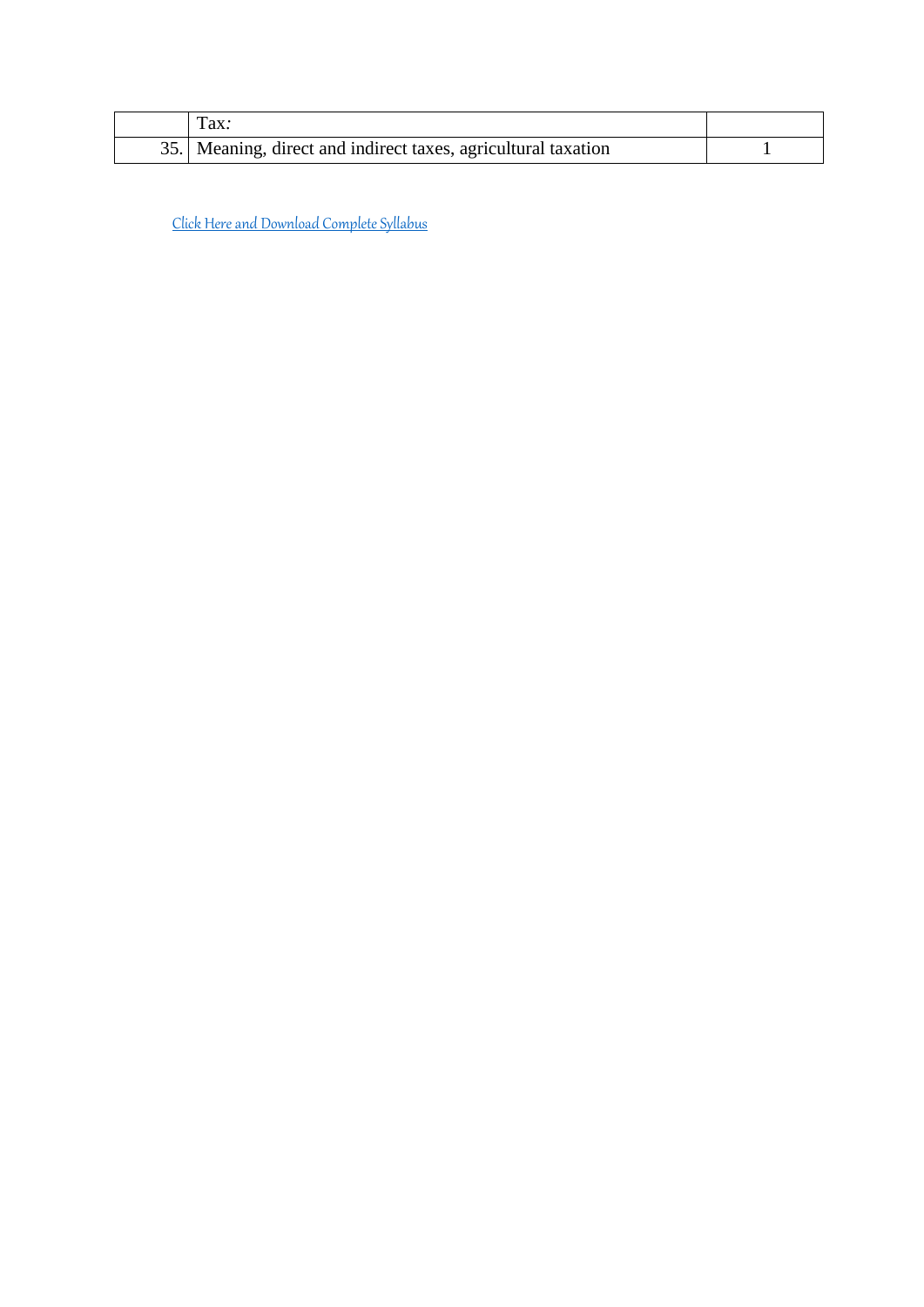| | | |
|---|---|---|
| | Tax: | |
| 35. | Meaning, direct and indirect taxes, agricultural taxation | 1 |

Click Here and Download Complete Syllabus